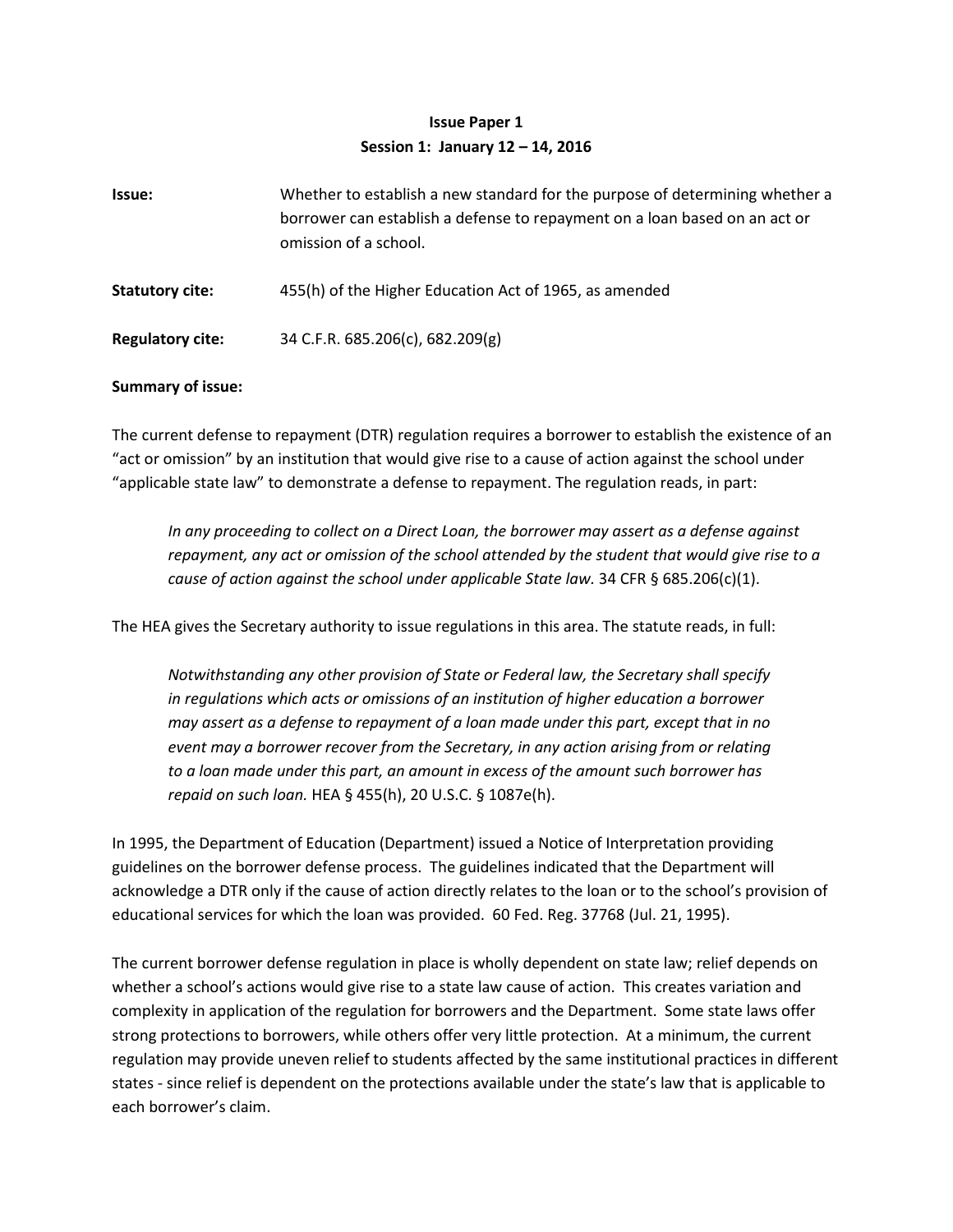**Issue Paper 1**
**Session 1: January 12 – 14, 2016**

**Issue:** Whether to establish a new standard for the purpose of determining whether a borrower can establish a defense to repayment on a loan based on an act or omission of a school.

**Statutory cite:** 455(h) of the Higher Education Act of 1965, as amended

**Regulatory cite:** 34 C.F.R. 685.206(c), 682.209(g)

**Summary of issue:**

The current defense to repayment (DTR) regulation requires a borrower to establish the existence of an "act or omission" by an institution that would give rise to a cause of action against the school under "applicable state law" to demonstrate a defense to repayment. The regulation reads, in part:

> *In any proceeding to collect on a Direct Loan, the borrower may assert as a defense against repayment, any act or omission of the school attended by the student that would give rise to a cause of action against the school under applicable State law.* 34 CFR § 685.206(c)(1).

The HEA gives the Secretary authority to issue regulations in this area. The statute reads, in full:

> *Notwithstanding any other provision of State or Federal law, the Secretary shall specify in regulations which acts or omissions of an institution of higher education a borrower may assert as a defense to repayment of a loan made under this part, except that in no event may a borrower recover from the Secretary, in any action arising from or relating to a loan made under this part, an amount in excess of the amount such borrower has repaid on such loan.* HEA § 455(h), 20 U.S.C. § 1087e(h).

In 1995, the Department of Education (Department) issued a Notice of Interpretation providing guidelines on the borrower defense process. The guidelines indicated that the Department will acknowledge a DTR only if the cause of action directly relates to the loan or to the school's provision of educational services for which the loan was provided. 60 Fed. Reg. 37768 (Jul. 21, 1995).

The current borrower defense regulation in place is wholly dependent on state law; relief depends on whether a school's actions would give rise to a state law cause of action. This creates variation and complexity in application of the regulation for borrowers and the Department. Some state laws offer strong protections to borrowers, while others offer very little protection. At a minimum, the current regulation may provide uneven relief to students affected by the same institutional practices in different states - since relief is dependent on the protections available under the state's law that is applicable to each borrower's claim.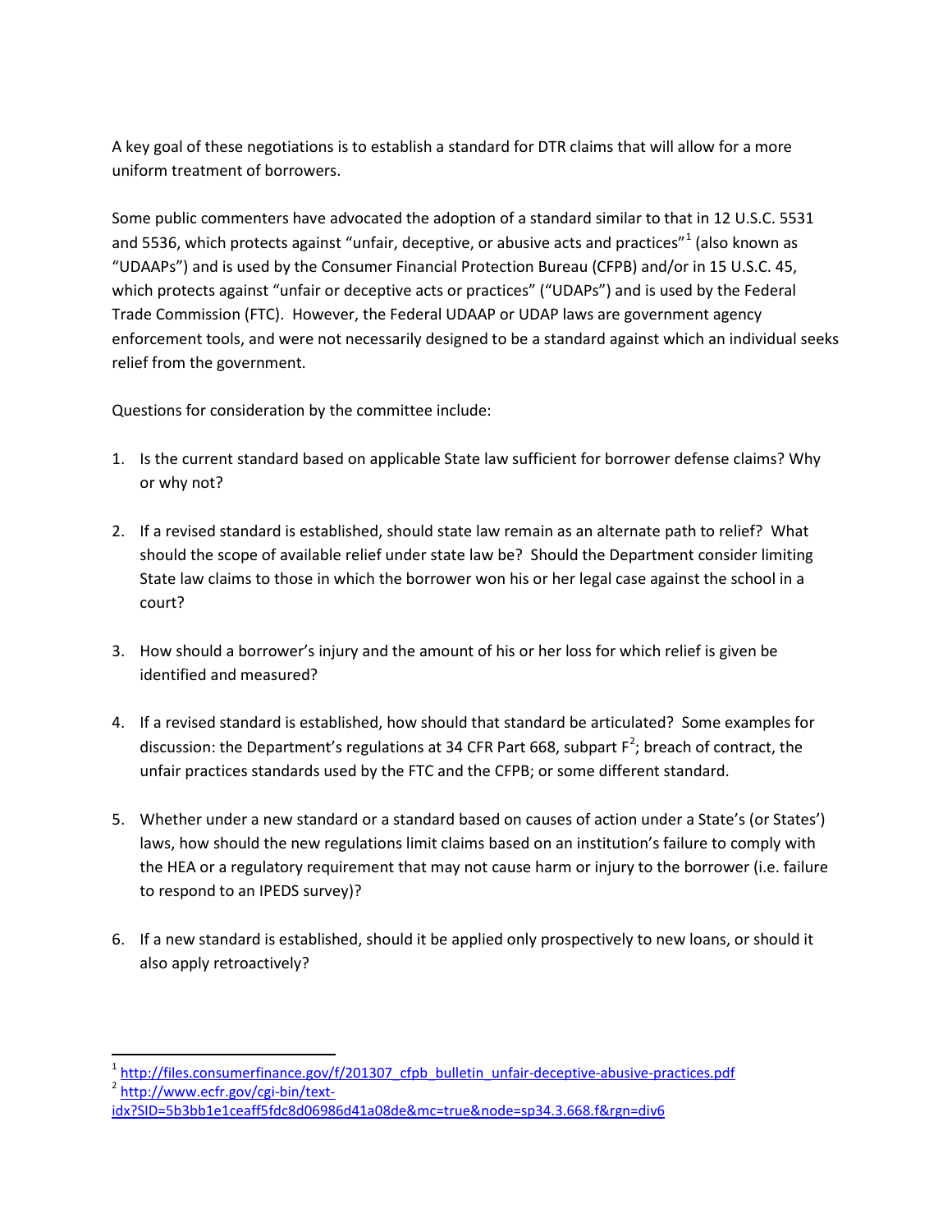A key goal of these negotiations is to establish a standard for DTR claims that will allow for a more uniform treatment of borrowers.

Some public commenters have advocated the adoption of a standard similar to that in 12 U.S.C. 5531 and 5536, which protects against "unfair, deceptive, or abusive acts and practices"[1] (also known as "UDAAPs") and is used by the Consumer Financial Protection Bureau (CFPB) and/or in 15 U.S.C. 45, which protects against "unfair or deceptive acts or practices" ("UDAPs") and is used by the Federal Trade Commission (FTC). However, the Federal UDAAP or UDAP laws are government agency enforcement tools, and were not necessarily designed to be a standard against which an individual seeks relief from the government.

Questions for consideration by the committee include:

1. Is the current standard based on applicable State law sufficient for borrower defense claims? Why or why not?

2. If a revised standard is established, should state law remain as an alternate path to relief? What should the scope of available relief under state law be? Should the Department consider limiting State law claims to those in which the borrower won his or her legal case against the school in a court?

3. How should a borrower's injury and the amount of his or her loss for which relief is given be identified and measured?

4. If a revised standard is established, how should that standard be articulated? Some examples for discussion: the Department's regulations at 34 CFR Part 668, subpart F[2]; breach of contract, the unfair practices standards used by the FTC and the CFPB; or some different standard.

5. Whether under a new standard or a standard based on causes of action under a State's (or States') laws, how should the new regulations limit claims based on an institution's failure to comply with the HEA or a regulatory requirement that may not cause harm or injury to the borrower (i.e. failure to respond to an IPEDS survey)?

6. If a new standard is established, should it be applied only prospectively to new loans, or should it also apply retroactively?

---

[1] http://files.consumerfinance.gov/f/201307_cfpb_bulletin_unfair-deceptive-abusive-practices.pdf

[2] http://www.ecfr.gov/cgi-bin/text-idx?SID=5b3bb1e1ceaff5fdc8d06986d41a08de&mc=true&node=sp34.3.668.f&rgn=div6